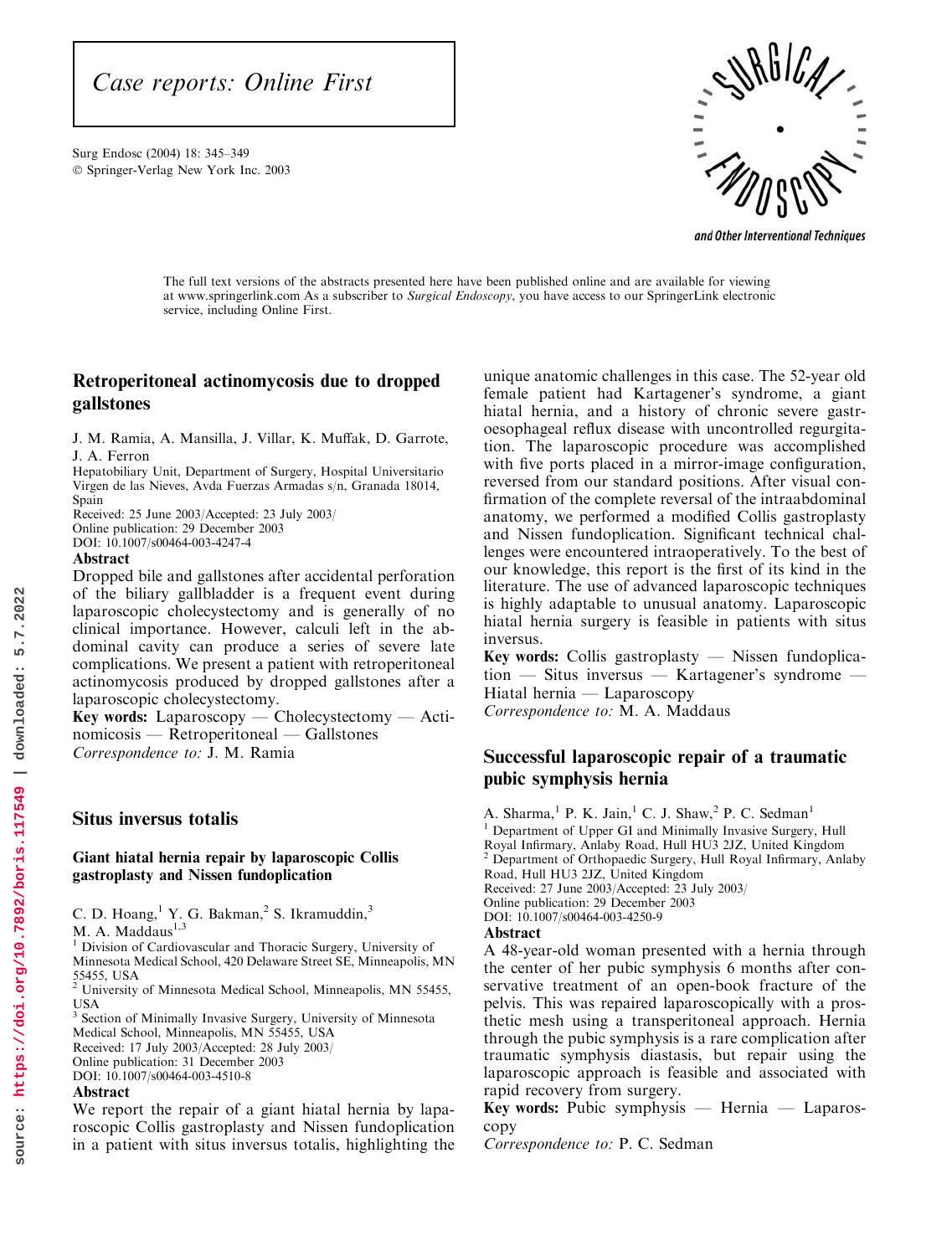# Case reports: Online First

Surg Endosc (2004) 18: 345–349
© Springer-Verlag New York Inc. 2003

The full text versions of the abstracts presented here have been published online and are available for viewing at www.springerlink.com As a subscriber to *Surgical Endoscopy*, you have access to our SpringerLink electronic service, including Online First.

## Retroperitoneal actinomycosis due to dropped gallstones

J. M. Ramia, A. Mansilla, J. Villar, K. Muffak, D. Garrote, J. A. Ferron

Hepatobiliary Unit, Department of Surgery, Hospital Universitario Virgen de las Nieves, Avda Fuerzas Armadas s/n, Granada 18014, Spain

Received: 25 June 2003/Accepted: 23 July 2003/
Online publication: 29 December 2003
DOI: 10.1007/s00464-003-4247-4

**Abstract**

Dropped bile and gallstones after accidental perforation of the biliary gallbladder is a frequent event during laparoscopic cholecystectomy and is generally of no clinical importance. However, calculi left in the abdominal cavity can produce a series of severe late complications. We present a patient with retroperitoneal actinomycosis produced by dropped gallstones after a laparoscopic cholecystectomy.

**Key words:** Laparoscopy — Cholecystectomy — Actinomicosis — Retroperitoneal — Gallstones

*Correspondence to:* J. M. Ramia

## Situs inversus totalis

### Giant hiatal hernia repair by laparoscopic Collis gastroplasty and Nissen fundoplication

C. D. Hoang,[1] Y. G. Bakman,[2] S. Ikramuddin,[3] M. A. Maddaus[1,3]

[1] Division of Cardiovascular and Thoracic Surgery, University of Minnesota Medical School, 420 Delaware Street SE, Minneapolis, MN 55455, USA

[2] University of Minnesota Medical School, Minneapolis, MN 55455, USA

[3] Section of Minimally Invasive Surgery, University of Minnesota Medical School, Minneapolis, MN 55455, USA

Received: 17 July 2003/Accepted: 28 July 2003/
Online publication: 31 December 2003
DOI: 10.1007/s00464-003-4510-8

**Abstract**

We report the repair of a giant hiatal hernia by laparoscopic Collis gastroplasty and Nissen fundoplication in a patient with situs inversus totalis, highlighting the unique anatomic challenges in this case. The 52-year old female patient had Kartagener's syndrome, a giant hiatal hernia, and a history of chronic severe gastroesophageal reflux disease with uncontrolled regurgitation. The laparoscopic procedure was accomplished with five ports placed in a mirror-image configuration, reversed from our standard positions. After visual confirmation of the complete reversal of the intraabdominal anatomy, we performed a modified Collis gastroplasty and Nissen fundoplication. Significant technical challenges were encountered intraoperatively. To the best of our knowledge, this report is the first of its kind in the literature. The use of advanced laparoscopic techniques is highly adaptable to unusual anatomy. Laparoscopic hiatal hernia surgery is feasible in patients with situs inversus.

**Key words:** Collis gastroplasty — Nissen fundoplication — Situs inversus — Kartagener's syndrome — Hiatal hernia — Laparoscopy

*Correspondence to:* M. A. Maddaus

## Successful laparoscopic repair of a traumatic pubic symphysis hernia

A. Sharma,[1] P. K. Jain,[1] C. J. Shaw,[2] P. C. Sedman[1]

[1] Department of Upper GI and Minimally Invasive Surgery, Hull Royal Infirmary, Anlaby Road, Hull HU3 2JZ, United Kingdom

[2] Department of Orthopaedic Surgery, Hull Royal Infirmary, Anlaby Road, Hull HU3 2JZ, United Kingdom

Received: 27 June 2003/Accepted: 23 July 2003/
Online publication: 29 December 2003
DOI: 10.1007/s00464-003-4250-9

**Abstract**

A 48-year-old woman presented with a hernia through the center of her pubic symphysis 6 months after conservative treatment of an open-book fracture of the pelvis. This was repaired laparoscopically with a prosthetic mesh using a transperitoneal approach. Hernia through the pubic symphysis is a rare complication after traumatic symphysis diastasis, but repair using the laparoscopic approach is feasible and associated with rapid recovery from surgery.

**Key words:** Pubic symphysis — Hernia — Laparoscopy

*Correspondence to:* P. C. Sedman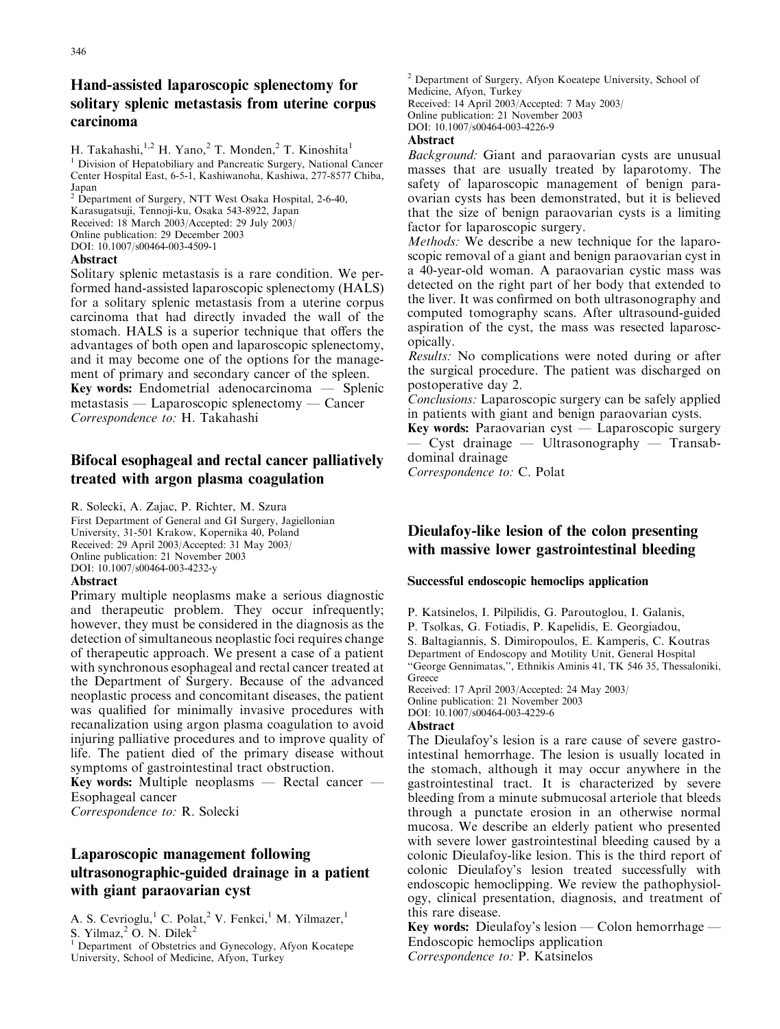## Hand-assisted laparoscopic splenectomy for solitary splenic metastasis from uterine corpus carcinoma

H. Takahashi,[1,2] H. Yano,[2] T. Monden,[2] T. Kinoshita[1]

[1] Division of Hepatobiliary and Pancreatic Surgery, National Cancer Center Hospital East, 6-5-1, Kashiwanoha, Kashiwa, 277-8577 Chiba, Japan

[2] Department of Surgery, NTT West Osaka Hospital, 2-6-40, Karasugatsuji, Tennoji-ku, Osaka 543-8922, Japan

Received: 18 March 2003/Accepted: 29 July 2003/
Online publication: 29 December 2003
DOI: 10.1007/s00464-003-4509-1

### Abstract

Solitary splenic metastasis is a rare condition. We performed hand-assisted laparoscopic splenectomy (HALS) for a solitary splenic metastasis from a uterine corpus carcinoma that had directly invaded the wall of the stomach. HALS is a superior technique that offers the advantages of both open and laparoscopic splenectomy, and it may become one of the options for the management of primary and secondary cancer of the spleen.

**Key words:** Endometrial adenocarcinoma — Splenic metastasis — Laparoscopic splenectomy — Cancer

*Correspondence to:* H. Takahashi

## Bifocal esophageal and rectal cancer palliatively treated with argon plasma coagulation

R. Solecki, A. Zajac, P. Richter, M. Szura

First Department of General and GI Surgery, Jagiellonian University, 31-501 Krakow, Kopernika 40, Poland

Received: 29 April 2003/Accepted: 31 May 2003/
Online publication: 21 November 2003
DOI: 10.1007/s00464-003-4232-y

### Abstract

Primary multiple neoplasms make a serious diagnostic and therapeutic problem. They occur infrequently; however, they must be considered in the diagnosis as the detection of simultaneous neoplastic foci requires change of therapeutic approach. We present a case of a patient with synchronous esophageal and rectal cancer treated at the Department of Surgery. Because of the advanced neoplastic process and concomitant diseases, the patient was qualified for minimally invasive procedures with recanalization using argon plasma coagulation to avoid injuring palliative procedures and to improve quality of life. The patient died of the primary disease without symptoms of gastrointestinal tract obstruction.

**Key words:** Multiple neoplasms — Rectal cancer — Esophageal cancer

*Correspondence to:* R. Solecki

## Laparoscopic management following ultrasonographic-guided drainage in a patient with giant paraovarian cyst

A. S. Cevrioglu,[1] C. Polat,[2] V. Fenkci,[1] M. Yilmazer,[1] S. Yilmaz,[2] O. N. Dilek[2]

[1] Department of Obstetrics and Gynecology, Afyon Kocatepe University, School of Medicine, Afyon, Turkey

[2] Department of Surgery, Afyon Koeatepe University, School of Medicine, Afyon, Turkey

Received: 14 April 2003/Accepted: 7 May 2003/
Online publication: 21 November 2003
DOI: 10.1007/s00464-003-4226-9

### Abstract

*Background:* Giant and paraovarian cysts are unusual masses that are usually treated by laparotomy. The safety of laparoscopic management of benign paraovarian cysts has been demonstrated, but it is believed that the size of benign paraovarian cysts is a limiting factor for laparoscopic surgery.

*Methods:* We describe a new technique for the laparoscopic removal of a giant and benign paraovarian cyst in a 40-year-old woman. A paraovarian cystic mass was detected on the right part of her body that extended to the liver. It was confirmed on both ultrasonography and computed tomography scans. After ultrasound-guided aspiration of the cyst, the mass was resected laparoscopically.

*Results:* No complications were noted during or after the surgical procedure. The patient was discharged on postoperative day 2.

*Conclusions:* Laparoscopic surgery can be safely applied in patients with giant and benign paraovarian cysts.

**Key words:** Paraovarian cyst — Laparoscopic surgery — Cyst drainage — Ultrasonography — Transabdominal drainage

*Correspondence to:* C. Polat

## Dieulafoy-like lesion of the colon presenting with massive lower gastrointestinal bleeding

### Successful endoscopic hemoclips application

P. Katsinelos, I. Pilpilidis, G. Paroutoglou, I. Galanis, P. Tsolkas, G. Fotiadis, P. Kapelidis, E. Georgiadou, S. Baltagiannis, S. Dimiropoulos, E. Kamperis, C. Koutras

Department of Endoscopy and Motility Unit, General Hospital "George Gennimatas,", Ethnikis Aminis 41, TK 546 35, Thessaloniki, Greece

Received: 17 April 2003/Accepted: 24 May 2003/
Online publication: 21 November 2003
DOI: 10.1007/s00464-003-4229-6

### Abstract

The Dieulafoy's lesion is a rare cause of severe gastrointestinal hemorrhage. The lesion is usually located in the stomach, although it may occur anywhere in the gastrointestinal tract. It is characterized by severe bleeding from a minute submucosal arteriole that bleeds through a punctate erosion in an otherwise normal mucosa. We describe an elderly patient who presented with severe lower gastrointestinal bleeding caused by a colonic Dieulafoy-like lesion. This is the third report of colonic Dieulafoy's lesion treated successfully with endoscopic hemoclipping. We review the pathophysiology, clinical presentation, diagnosis, and treatment of this rare disease.

**Key words:** Dieulafoy's lesion — Colon hemorrhage — Endoscopic hemoclips application

*Correspondence to:* P. Katsinelos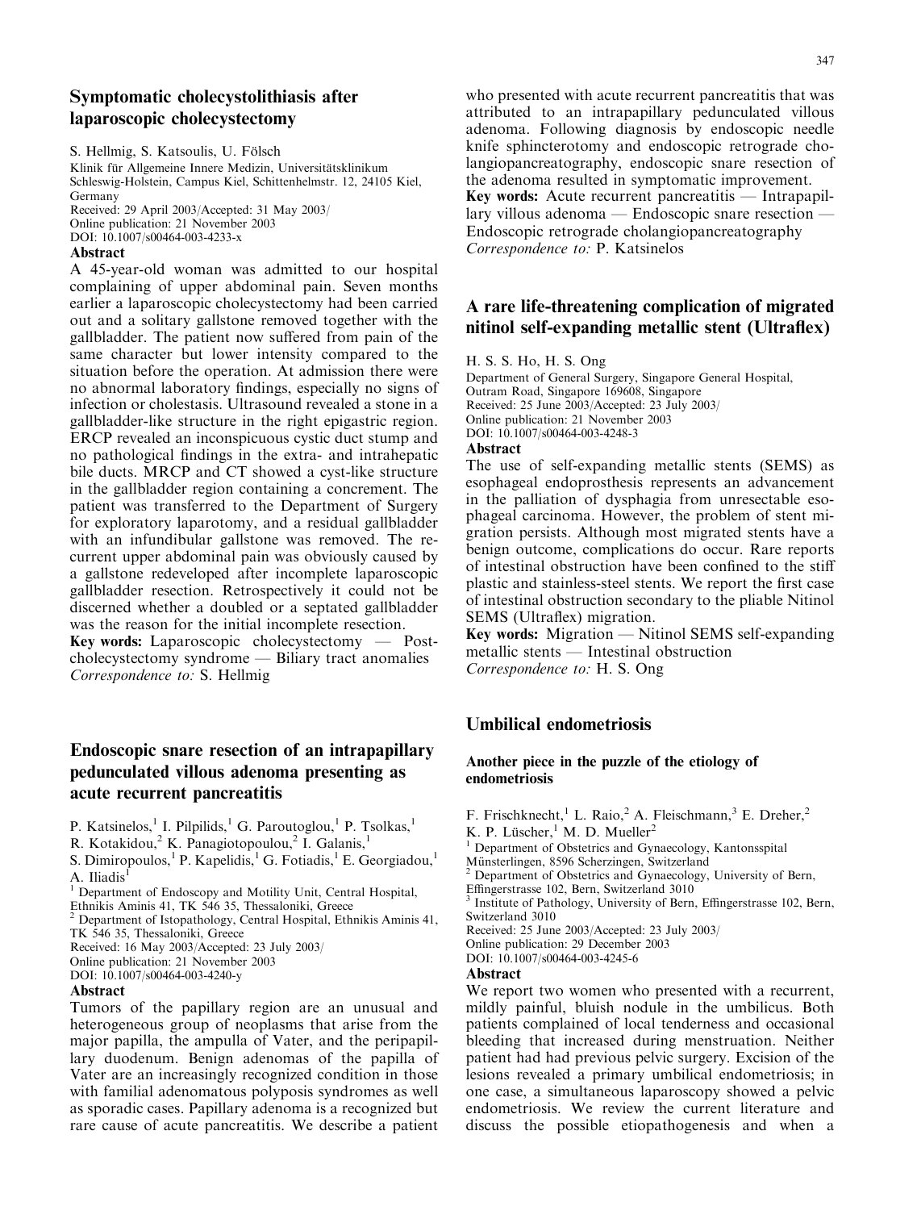## Symptomatic cholecystolithiasis after laparoscopic cholecystectomy

S. Hellmig, S. Katsoulis, U. Fölsch

Klinik für Allgemeine Innere Medizin, Universitätsklinikum Schleswig-Holstein, Campus Kiel, Schittenhelmstr. 12, 24105 Kiel, Germany

Received: 29 April 2003/Accepted: 31 May 2003/

Online publication: 21 November 2003

DOI: 10.1007/s00464-003-4233-x

### Abstract

A 45-year-old woman was admitted to our hospital complaining of upper abdominal pain. Seven months earlier a laparoscopic cholecystectomy had been carried out and a solitary gallstone removed together with the gallbladder. The patient now suffered from pain of the same character but lower intensity compared to the situation before the operation. At admission there were no abnormal laboratory findings, especially no signs of infection or cholestasis. Ultrasound revealed a stone in a gallbladder-like structure in the right epigastric region. ERCP revealed an inconspicuous cystic duct stump and no pathological findings in the extra- and intrahepatic bile ducts. MRCP and CT showed a cyst-like structure in the gallbladder region containing a concrement. The patient was transferred to the Department of Surgery for exploratory laparotomy, and a residual gallbladder with an infundibular gallstone was removed. The recurrent upper abdominal pain was obviously caused by a gallstone redeveloped after incomplete laparoscopic gallbladder resection. Retrospectively it could not be discerned whether a doubled or a septated gallbladder was the reason for the initial incomplete resection.

**Key words:** Laparoscopic cholecystectomy — Postcholecystectomy syndrome — Biliary tract anomalies

*Correspondence to:* S. Hellmig

## Endoscopic snare resection of an intrapapillary pedunculated villous adenoma presenting as acute recurrent pancreatitis

P. Katsinelos,[1] I. Pilpilids,[1] G. Paroutoglou,[1] P. Tsolkas,[1] R. Kotakidou,[2] K. Panagiotopoulou,[2] I. Galanis,[1] S. Dimiropoulos,[1] P. Kapelidis,[1] G. Fotiadis,[1] E. Georgiadou,[1] A. Iliadis[1]

[1] Department of Endoscopy and Motility Unit, Central Hospital, Ethnikis Aminis 41, TK 546 35, Thessaloniki, Greece

[2] Department of Istopathology, Central Hospital, Ethnikis Aminis 41, TK 546 35, Thessaloniki, Greece

Received: 16 May 2003/Accepted: 23 July 2003/

Online publication: 21 November 2003

DOI: 10.1007/s00464-003-4240-y

### Abstract

Tumors of the papillary region are an unusual and heterogeneous group of neoplasms that arise from the major papilla, the ampulla of Vater, and the peripapillary duodenum. Benign adenomas of the papilla of Vater are an increasingly recognized condition in those with familial adenomatous polyposis syndromes as well as sporadic cases. Papillary adenoma is a recognized but rare cause of acute pancreatitis. We describe a patient who presented with acute recurrent pancreatitis that was attributed to an intrapapillary pedunculated villous adenoma. Following diagnosis by endoscopic needle knife sphincterotomy and endoscopic retrograde cholangiopancreatography, endoscopic snare resection of the adenoma resulted in symptomatic improvement.

**Key words:** Acute recurrent pancreatitis — Intrapapillary villous adenoma — Endoscopic snare resection — Endoscopic retrograde cholangiopancreatography

*Correspondence to:* P. Katsinelos

## A rare life-threatening complication of migrated nitinol self-expanding metallic stent (Ultraflex)

H. S. S. Ho, H. S. Ong

Department of General Surgery, Singapore General Hospital, Outram Road, Singapore 169608, Singapore

Received: 25 June 2003/Accepted: 23 July 2003/

Online publication: 21 November 2003

DOI: 10.1007/s00464-003-4248-3

### Abstract

The use of self-expanding metallic stents (SEMS) as esophageal endoprosthesis represents an advancement in the palliation of dysphagia from unresectable esophageal carcinoma. However, the problem of stent migration persists. Although most migrated stents have a benign outcome, complications do occur. Rare reports of intestinal obstruction have been confined to the stiff plastic and stainless-steel stents. We report the first case of intestinal obstruction secondary to the pliable Nitinol SEMS (Ultraflex) migration.

**Key words:** Migration — Nitinol SEMS self-expanding metallic stents — Intestinal obstruction

*Correspondence to:* H. S. Ong

## Umbilical endometriosis

### Another piece in the puzzle of the etiology of endometriosis

F. Frischknecht,[1] L. Raio,[2] A. Fleischmann,[3] E. Dreher,[2] K. P. Lüscher,[1] M. D. Mueller[2]

[1] Department of Obstetrics and Gynaecology, Kantonsspital Münsterlingen, 8596 Scherzingen, Switzerland

[2] Department of Obstetrics and Gynaecology, University of Bern, Effingerstrasse 102, Bern, Switzerland 3010

[3] Institute of Pathology, University of Bern, Effingerstrasse 102, Bern, Switzerland 3010

Received: 25 June 2003/Accepted: 23 July 2003/

Online publication: 29 December 2003

DOI: 10.1007/s00464-003-4245-6

### Abstract

We report two women who presented with a recurrent, mildly painful, bluish nodule in the umbilicus. Both patients complained of local tenderness and occasional bleeding that increased during menstruation. Neither patient had had previous pelvic surgery. Excision of the lesions revealed a primary umbilical endometriosis; in one case, a simultaneous laparoscopy showed a pelvic endometriosis. We review the current literature and discuss the possible etiopathogenesis and when a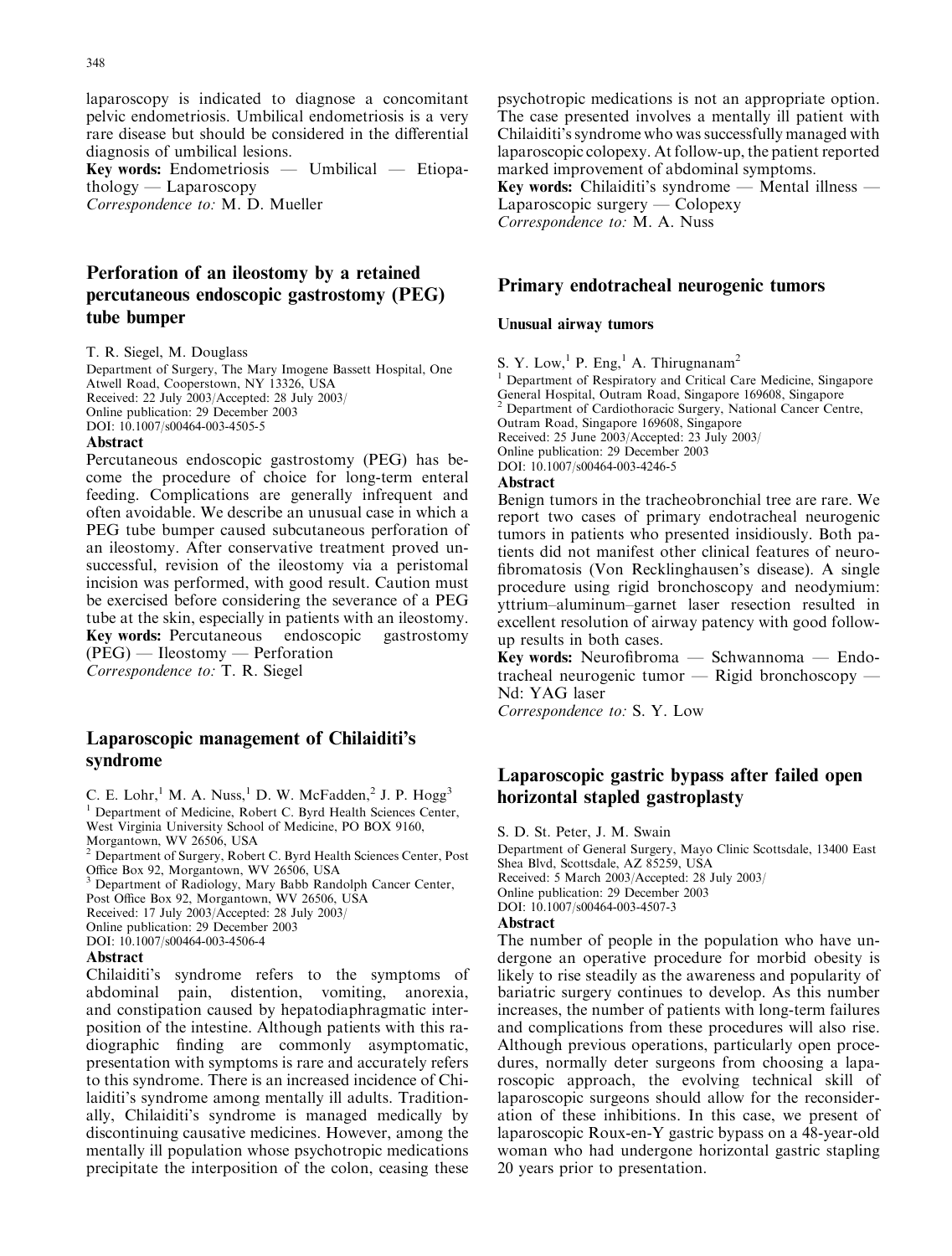laparoscopy is indicated to diagnose a concomitant pelvic endometriosis. Umbilical endometriosis is a very rare disease but should be considered in the differential diagnosis of umbilical lesions.

**Key words:** Endometriosis — Umbilical — Etiopathology — Laparoscopy

*Correspondence to:* M. D. Mueller

## Perforation of an ileostomy by a retained percutaneous endoscopic gastrostomy (PEG) tube bumper

T. R. Siegel, M. Douglass

Department of Surgery, The Mary Imogene Bassett Hospital, One Atwell Road, Cooperstown, NY 13326, USA

Received: 22 July 2003/Accepted: 28 July 2003/

Online publication: 29 December 2003

DOI: 10.1007/s00464-003-4505-5

**Abstract**

Percutaneous endoscopic gastrostomy (PEG) has become the procedure of choice for long-term enteral feeding. Complications are generally infrequent and often avoidable. We describe an unusual case in which a PEG tube bumper caused subcutaneous perforation of an ileostomy. After conservative treatment proved unsuccessful, revision of the ileostomy via a peristomal incision was performed, with good result. Caution must be exercised before considering the severance of a PEG tube at the skin, especially in patients with an ileostomy.

**Key words:** Percutaneous endoscopic gastrostomy (PEG) — Ileostomy — Perforation

*Correspondence to:* T. R. Siegel

## Laparoscopic management of Chilaiditi's syndrome

C. E. Lohr,[1] M. A. Nuss,[1] D. W. McFadden,[2] J. P. Hogg[3]

[1] Department of Medicine, Robert C. Byrd Health Sciences Center, West Virginia University School of Medicine, PO BOX 9160, Morgantown, WV 26506, USA

[2] Department of Surgery, Robert C. Byrd Health Sciences Center, Post Office Box 92, Morgantown, WV 26506, USA

[3] Department of Radiology, Mary Babb Randolph Cancer Center, Post Office Box 92, Morgantown, WV 26506, USA

Received: 17 July 2003/Accepted: 28 July 2003/

Online publication: 29 December 2003

DOI: 10.1007/s00464-003-4506-4

**Abstract**

Chilaiditi's syndrome refers to the symptoms of abdominal pain, distention, vomiting, anorexia, and constipation caused by hepatodiaphragmatic interposition of the intestine. Although patients with this radiographic finding are commonly asymptomatic, presentation with symptoms is rare and accurately refers to this syndrome. There is an increased incidence of Chilaiditi's syndrome among mentally ill adults. Traditionally, Chilaiditi's syndrome is managed medically by discontinuing causative medicines. However, among the mentally ill population whose psychotropic medications precipitate the interposition of the colon, ceasing these psychotropic medications is not an appropriate option. The case presented involves a mentally ill patient with Chilaiditi's syndrome who was successfully managed with laparoscopic colopexy. At follow-up, the patient reported marked improvement of abdominal symptoms.

**Key words:** Chilaiditi's syndrome — Mental illness — Laparoscopic surgery — Colopexy

*Correspondence to:* M. A. Nuss

## Primary endotracheal neurogenic tumors

### Unusual airway tumors

S. Y. Low,[1] P. Eng,[1] A. Thirugnanam[2]

[1] Department of Respiratory and Critical Care Medicine, Singapore General Hospital, Outram Road, Singapore 169608, Singapore

[2] Department of Cardiothoracic Surgery, National Cancer Centre, Outram Road, Singapore 169608, Singapore

Received: 25 June 2003/Accepted: 23 July 2003/

Online publication: 29 December 2003

DOI: 10.1007/s00464-003-4246-5

**Abstract**

Benign tumors in the tracheobronchial tree are rare. We report two cases of primary endotracheal neurogenic tumors in patients who presented insidiously. Both patients did not manifest other clinical features of neurofibromatosis (Von Recklinghausen's disease). A single procedure using rigid bronchoscopy and neodymium: yttrium–aluminum–garnet laser resection resulted in excellent resolution of airway patency with good follow-up results in both cases.

**Key words:** Neurofibroma — Schwannoma — Endotracheal neurogenic tumor — Rigid bronchoscopy — Nd: YAG laser

*Correspondence to:* S. Y. Low

## Laparoscopic gastric bypass after failed open horizontal stapled gastroplasty

S. D. St. Peter, J. M. Swain

Department of General Surgery, Mayo Clinic Scottsdale, 13400 East Shea Blvd, Scottsdale, AZ 85259, USA

Received: 5 March 2003/Accepted: 28 July 2003/

Online publication: 29 December 2003

DOI: 10.1007/s00464-003-4507-3

**Abstract**

The number of people in the population who have undergone an operative procedure for morbid obesity is likely to rise steadily as the awareness and popularity of bariatric surgery continues to develop. As this number increases, the number of patients with long-term failures and complications from these procedures will also rise. Although previous operations, particularly open procedures, normally deter surgeons from choosing a laparoscopic approach, the evolving technical skill of laparoscopic surgeons should allow for the reconsideration of these inhibitions. In this case, we present of laparoscopic Roux-en-Y gastric bypass on a 48-year-old woman who had undergone horizontal gastric stapling 20 years prior to presentation.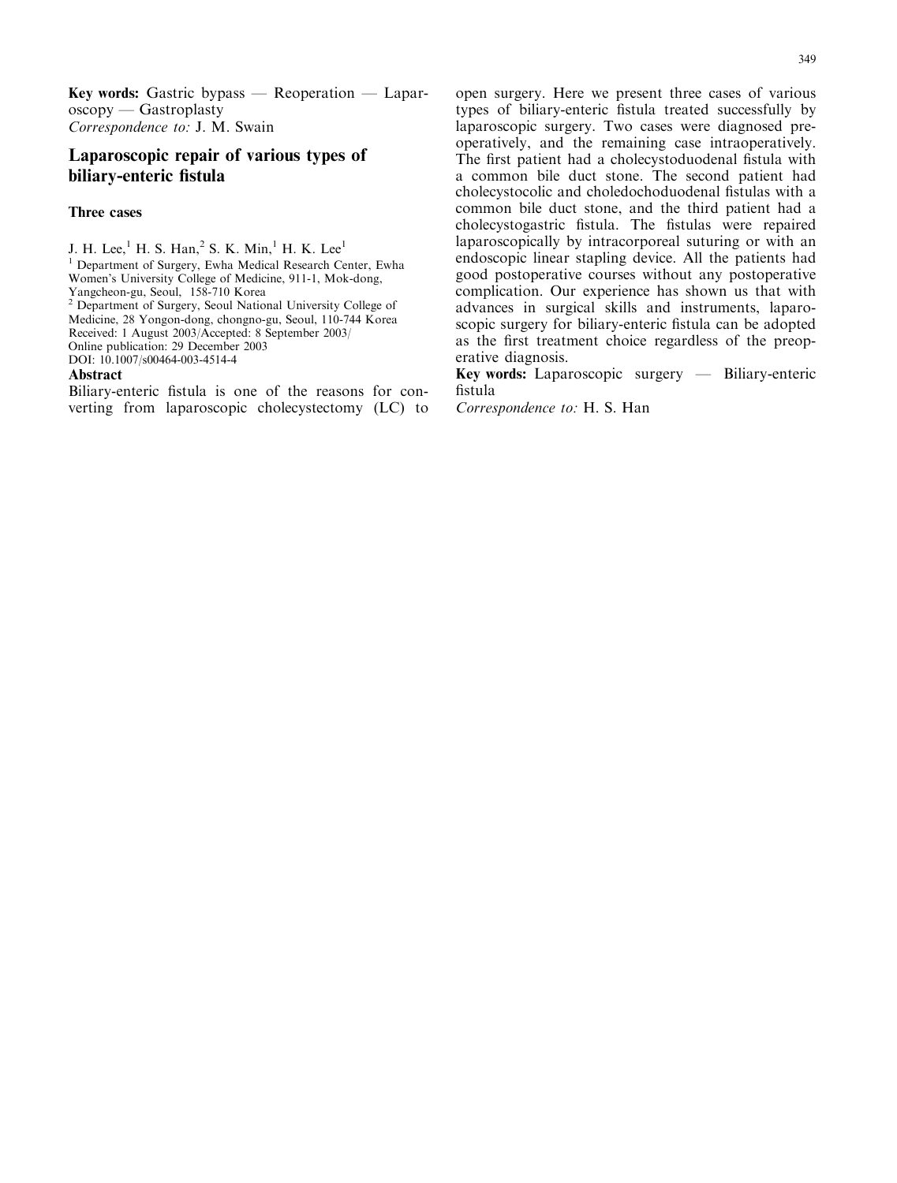**Key words:** Gastric bypass — Reoperation — Laparoscopy — Gastroplasty
*Correspondence to:* J. M. Swain

## Laparoscopic repair of various types of biliary-enteric fistula

### Three cases

J. H. Lee,[1] H. S. Han,[2] S. K. Min,[1] H. K. Lee[1]

[1] Department of Surgery, Ewha Medical Research Center, Ewha Women's University College of Medicine, 911-1, Mok-dong, Yangcheon-gu, Seoul, 158-710 Korea
[2] Department of Surgery, Seoul National University College of Medicine, 28 Yongon-dong, chongno-gu, Seoul, 110-744 Korea

Received: 1 August 2003/Accepted: 8 September 2003/
Online publication: 29 December 2003
DOI: 10.1007/s00464-003-4514-4

### Abstract

Biliary-enteric fistula is one of the reasons for converting from laparoscopic cholecystectomy (LC) to open surgery. Here we present three cases of various types of biliary-enteric fistula treated successfully by laparoscopic surgery. Two cases were diagnosed preoperatively, and the remaining case intraoperatively. The first patient had a cholecystoduodenal fistula with a common bile duct stone. The second patient had cholecystocolic and choledochoduodenal fistulas with a common bile duct stone, and the third patient had a cholecystogastric fistula. The fistulas were repaired laparoscopically by intracorporeal suturing or with an endoscopic linear stapling device. All the patients had good postoperative courses without any postoperative complication. Our experience has shown us that with advances in surgical skills and instruments, laparoscopic surgery for biliary-enteric fistula can be adopted as the first treatment choice regardless of the preoperative diagnosis.

**Key words:** Laparoscopic surgery — Biliary-enteric fistula
*Correspondence to:* H. S. Han